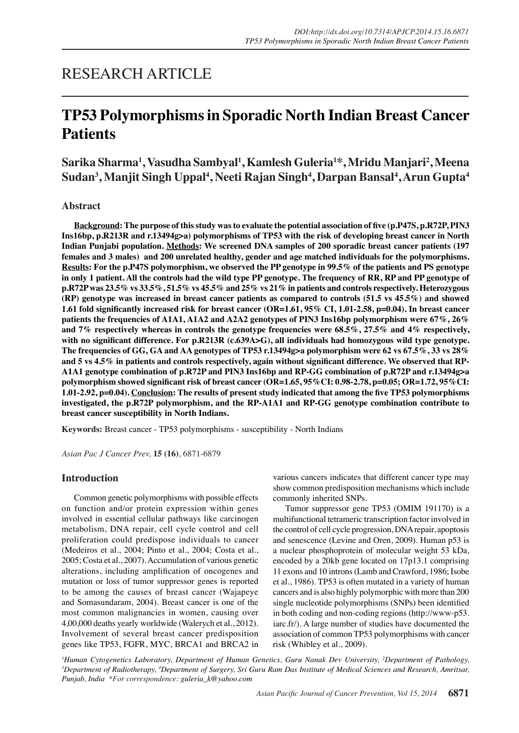RESEARCH ARTICLE

# TP53 Polymorphisms in Sporadic North Indian Breast Cancer Patients

**Sarika Sharma[1], Vasudha Sambyal[1], Kamlesh Guleria[1*], Mridu Manjari[2], Meena Sudan[3], Manjit Singh Uppal[4], Neeti Rajan Singh[4], Darpan Bansal[4], Arun Gupta[4]**

## Abstract

**Background: The purpose of this study was to evaluate the potential association of five (p.P47S, p.R72P, PIN3 Ins16bp, p.R213R and r.13494g>a) polymorphisms of TP53 with the risk of developing breast cancer in North Indian Punjabi population. Methods: We screened DNA samples of 200 sporadic breast cancer patients (197 females and 3 males) and 200 unrelated healthy, gender and age matched individuals for the polymorphisms. Results: For the p.P47S polymorphism, we observed the PP genotype in 99.5% of the patients and PS genotype in only 1 patient. All the controls had the wild type PP genotype. The frequency of RR, RP and PP genotype of p.R72P was 23.5% vs 33.5%, 51.5% vs 45.5% and 25% vs 21% in patients and controls respectively. Heterozygous (RP) genotype was increased in breast cancer patients as compared to controls (51.5 vs 45.5%) and showed 1.61 fold significantly increased risk for breast cancer (OR=1.61, 95% CI, 1.01-2.58, p=0.04). In breast cancer patients the frequencies of A1A1, A1A2 and A2A2 genotypes of PIN3 Ins16bp polymorphism were 67%, 26% and 7% respectively whereas in controls the genotype frequencies were 68.5%, 27.5% and 4% respectively, with no significant difference. For p.R213R (c.639A>G), all individuals had homozygous wild type genotype. The frequencies of GG, GA and AA genotypes of TP53 r.13494g>a polymorphism were 62 vs 67.5%, 33 vs 28% and 5 vs 4.5% in patients and controls respectively, again without significant difference. We observed that RP-A1A1 genotype combination of p.R72P and PIN3 Ins16bp and RP-GG combination of p.R72P and r.13494g>a polymorphism showed significant risk of breast cancer (OR=1.65, 95%CI: 0.98-2.78, p=0.05; OR=1.72, 95%CI: 1.01-2.92, p=0.04). Conclusion: The results of present study indicated that among the five TP53 polymorphisms investigated, the p.R72P polymorphism, and the RP-A1A1 and RP-GG genotype combination contribute to breast cancer susceptibility in North Indians.**

**Keywords:** Breast cancer - TP53 polymorphisms - susceptibility - North Indians

## Introduction

Common genetic polymorphisms with possible effects on function and/or protein expression within genes involved in essential cellular pathways like carcinogen metabolism, DNA repair, cell cycle control and cell proliferation could predispose individuals to cancer (Medeiros et al., 2004; Pinto et al., 2004; Costa et al., 2005; Costa et al., 2007). Accumulation of various genetic alterations, including amplification of oncogenes and mutation or loss of tumor suppressor genes is reported to be among the causes of breast cancer (Wajapeye and Somasundaram, 2004). Breast cancer is one of the most common malignancies in women, causing over 4,00,000 deaths yearly worldwide (Walerych et al., 2012). Involvement of several breast cancer predisposition genes like TP53, FGFR, MYC, BRCA1 and BRCA2 in various cancers indicates that different cancer type may show common predisposition mechanisms which include commonly inherited SNPs.

Tumor suppressor gene TP53 (OMIM 191170) is a multifunctional tetrameric transcription factor involved in the control of cell cycle progression, DNA repair, apoptosis and senescence (Levine and Oren, 2009). Human p53 is a nuclear phosphoprotein of molecular weight 53 kDa, encoded by a 20kb gene located on 17p13.1 comprising 11 exons and 10 introns (Lamb and Crawford, 1986; Isobe et al., 1986). TP53 is often mutated in a variety of human cancers and is also highly polymorphic with more than 200 single nucleotide polymorphisms (SNPs) been identified in both coding and non-coding regions (http://www-p53.iarc.fr/). A large number of studies have documented the association of common TP53 polymorphisms with cancer risk (Whibley et al., 2009).

[1]Human Cytogenetics Laboratory, Department of Human Genetics, Guru Nanak Dev University, [2]Department of Pathology, [3]Department of Radiotherapy, [4]Department of Surgery, Sri Guru Ram Das Institute of Medical Sciences and Research, Amritsar, Punjab, India *For correspondence: guleria_k@yahoo.com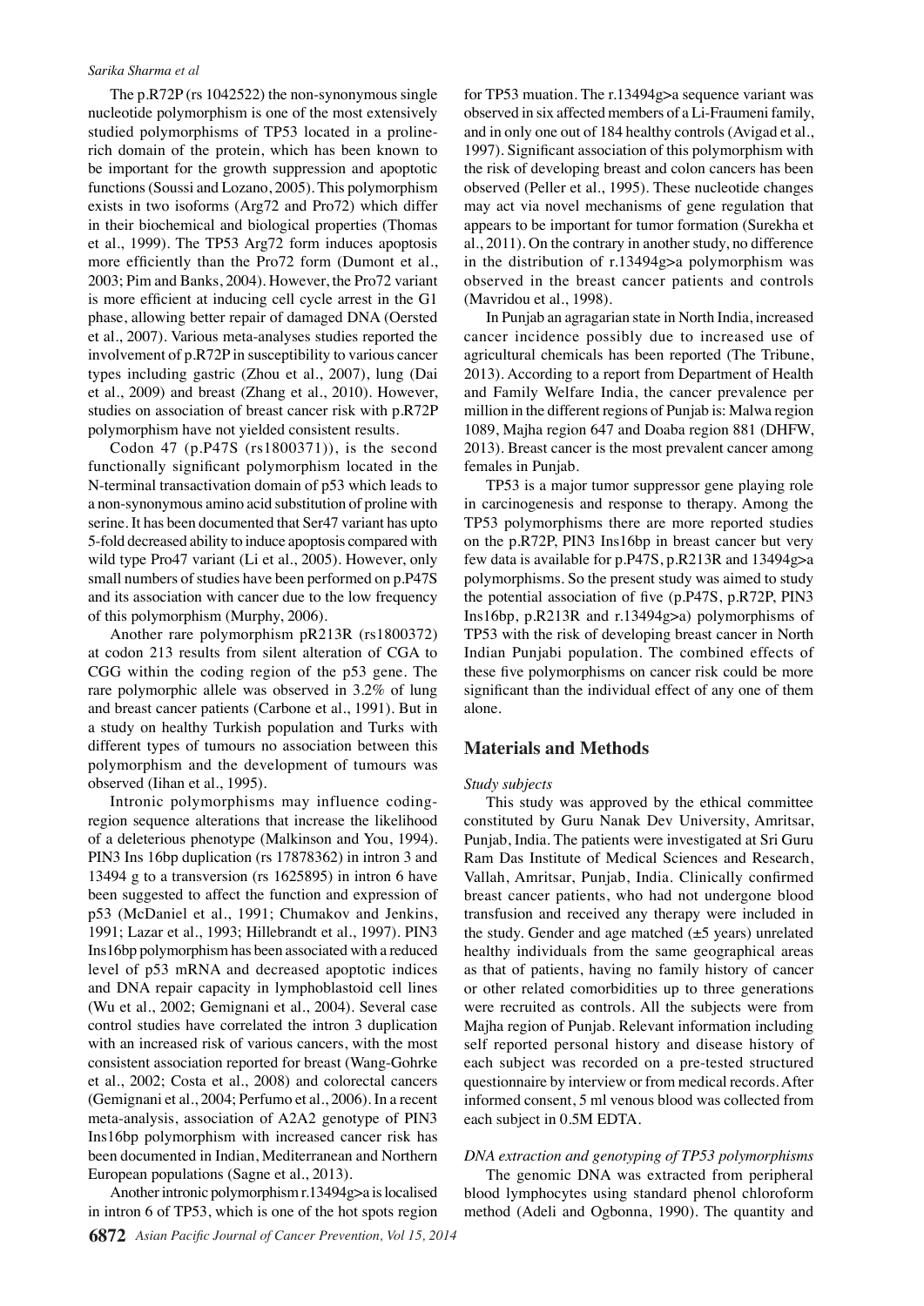The p.R72P (rs 1042522) the non-synonymous single nucleotide polymorphism is one of the most extensively studied polymorphisms of TP53 located in a proline-rich domain of the protein, which has been known to be important for the growth suppression and apoptotic functions (Soussi and Lozano, 2005). This polymorphism exists in two isoforms (Arg72 and Pro72) which differ in their biochemical and biological properties (Thomas et al., 1999). The TP53 Arg72 form induces apoptosis more efficiently than the Pro72 form (Dumont et al., 2003; Pim and Banks, 2004). However, the Pro72 variant is more efficient at inducing cell cycle arrest in the G1 phase, allowing better repair of damaged DNA (Oersted et al., 2007). Various meta-analyses studies reported the involvement of p.R72P in susceptibility to various cancer types including gastric (Zhou et al., 2007), lung (Dai et al., 2009) and breast (Zhang et al., 2010). However, studies on association of breast cancer risk with p.R72P polymorphism have not yielded consistent results.

Codon 47 (p.P47S (rs1800371)), is the second functionally significant polymorphism located in the N-terminal transactivation domain of p53 which leads to a non-synonymous amino acid substitution of proline with serine. It has been documented that Ser47 variant has upto 5-fold decreased ability to induce apoptosis compared with wild type Pro47 variant (Li et al., 2005). However, only small numbers of studies have been performed on p.P47S and its association with cancer due to the low frequency of this polymorphism (Murphy, 2006).

Another rare polymorphism pR213R (rs1800372) at codon 213 results from silent alteration of CGA to CGG within the coding region of the p53 gene. The rare polymorphic allele was observed in 3.2% of lung and breast cancer patients (Carbone et al., 1991). But in a study on healthy Turkish population and Turks with different types of tumours no association between this polymorphism and the development of tumours was observed (Iihan et al., 1995).

Intronic polymorphisms may influence coding-region sequence alterations that increase the likelihood of a deleterious phenotype (Malkinson and You, 1994). PIN3 Ins 16bp duplication (rs 17878362) in intron 3 and 13494 g to a transversion (rs 1625895) in intron 6 have been suggested to affect the function and expression of p53 (McDaniel et al., 1991; Chumakov and Jenkins, 1991; Lazar et al., 1993; Hillebrandt et al., 1997). PIN3 Ins16bp polymorphism has been associated with a reduced level of p53 mRNA and decreased apoptotic indices and DNA repair capacity in lymphoblastoid cell lines (Wu et al., 2002; Gemignani et al., 2004). Several case control studies have correlated the intron 3 duplication with an increased risk of various cancers, with the most consistent association reported for breast (Wang-Gohrke et al., 2002; Costa et al., 2008) and colorectal cancers (Gemignani et al., 2004; Perfumo et al., 2006). In a recent meta-analysis, association of A2A2 genotype of PIN3 Ins16bp polymorphism with increased cancer risk has been documented in Indian, Mediterranean and Northern European populations (Sagne et al., 2013).

Another intronic polymorphism r.13494g>a is localised in intron 6 of TP53, which is one of the hot spots region for TP53 muation. The r.13494g>a sequence variant was observed in six affected members of a Li-Fraumeni family, and in only one out of 184 healthy controls (Avigad et al., 1997). Significant association of this polymorphism with the risk of developing breast and colon cancers has been observed (Peller et al., 1995). These nucleotide changes may act via novel mechanisms of gene regulation that appears to be important for tumor formation (Surekha et al., 2011). On the contrary in another study, no difference in the distribution of r.13494g>a polymorphism was observed in the breast cancer patients and controls (Mavridou et al., 1998).

In Punjab an agragarian state in North India, increased cancer incidence possibly due to increased use of agricultural chemicals has been reported (The Tribune, 2013). According to a report from Department of Health and Family Welfare India, the cancer prevalence per million in the different regions of Punjab is: Malwa region 1089, Majha region 647 and Doaba region 881 (DHFW, 2013). Breast cancer is the most prevalent cancer among females in Punjab.

TP53 is a major tumor suppressor gene playing role in carcinogenesis and response to therapy. Among the TP53 polymorphisms there are more reported studies on the p.R72P, PIN3 Ins16bp in breast cancer but very few data is available for p.P47S, p.R213R and 13494g>a polymorphisms. So the present study was aimed to study the potential association of five (p.P47S, p.R72P, PIN3 Ins16bp, p.R213R and r.13494g>a) polymorphisms of TP53 with the risk of developing breast cancer in North Indian Punjabi population. The combined effects of these five polymorphisms on cancer risk could be more significant than the individual effect of any one of them alone.

## Materials and Methods

*Study subjects*

This study was approved by the ethical committee constituted by Guru Nanak Dev University, Amritsar, Punjab, India. The patients were investigated at Sri Guru Ram Das Institute of Medical Sciences and Research, Vallah, Amritsar, Punjab, India. Clinically confirmed breast cancer patients, who had not undergone blood transfusion and received any therapy were included in the study. Gender and age matched (±5 years) unrelated healthy individuals from the same geographical areas as that of patients, having no family history of cancer or other related comorbidities up to three generations were recruited as controls. All the subjects were from Majha region of Punjab. Relevant information including self reported personal history and disease history of each subject was recorded on a pre-tested structured questionnaire by interview or from medical records. After informed consent, 5 ml venous blood was collected from each subject in 0.5M EDTA.

*DNA extraction and genotyping of TP53 polymorphisms*

The genomic DNA was extracted from peripheral blood lymphocytes using standard phenol chloroform method (Adeli and Ogbonna, 1990). The quantity and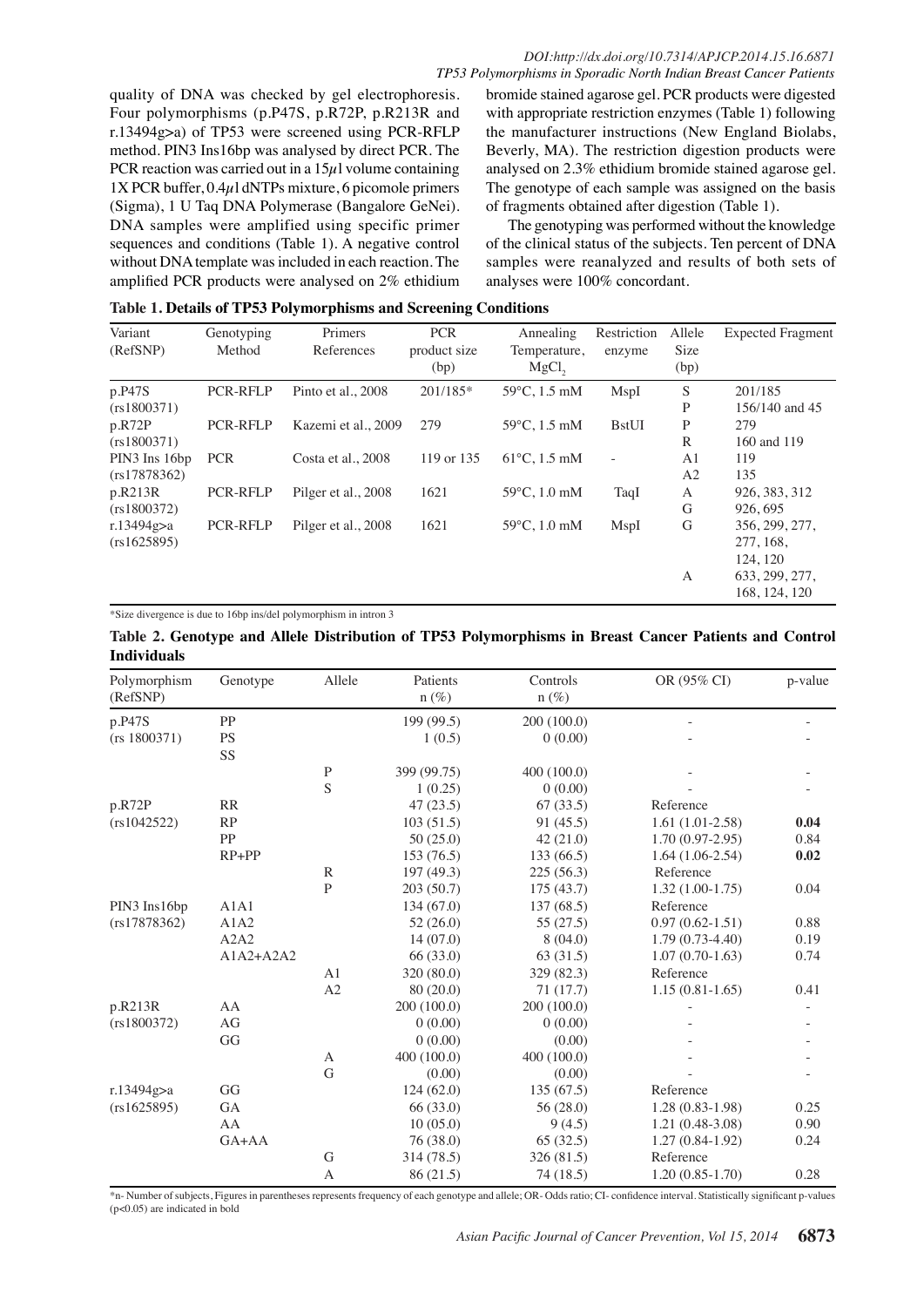quality of DNA was checked by gel electrophoresis. Four polymorphisms (p.P47S, p.R72P, p.R213R and r.13494g>a) of TP53 were screened using PCR-RFLP method. PIN3 Ins16bp was analysed by direct PCR. The PCR reaction was carried out in a 15$\mu$l volume containing 1X PCR buffer, 0.4$\mu$l dNTPs mixture, 6 picomole primers (Sigma), 1 U Taq DNA Polymerase (Bangalore GeNei). DNA samples were amplified using specific primer sequences and conditions (Table 1). A negative control without DNA template was included in each reaction. The amplified PCR products were analysed on 2% ethidium bromide stained agarose gel. PCR products were digested with appropriate restriction enzymes (Table 1) following the manufacturer instructions (New England Biolabs, Beverly, MA). The restriction digestion products were analysed on 2.3% ethidium bromide stained agarose gel. The genotype of each sample was assigned on the basis of fragments obtained after digestion (Table 1).

The genotyping was performed without the knowledge of the clinical status of the subjects. Ten percent of DNA samples were reanalyzed and results of both sets of analyses were 100% concordant.

**Table 1. Details of TP53 Polymorphisms and Screening Conditions**

| Variant (RefSNP) | Genotyping Method | Primers References | PCR product size (bp) | Annealing Temperature, $MgCl_2$ | Restriction enzyme | Allele Size (bp) | Expected Fragment |
|---|---|---|---|---|---|---|---|
| p.P47S (rs1800371) | PCR-RFLP | Pinto et al., 2008 | 201/185* | 59°C, 1.5 mM | MspI | S | 201/185 |
| | | | | | | P | 156/140 and 45 |
| p.R72P (rs1800371) | PCR-RFLP | Kazemi et al., 2009 | 279 | 59°C, 1.5 mM | BstUI | P | 279 |
| | | | | | | R | 160 and 119 |
| PIN3 Ins 16bp (rs17878362) | PCR | Costa et al., 2008 | 119 or 135 | 61°C, 1.5 mM | - | A1 | 119 |
| | | | | | | A2 | 135 |
| p.R213R (rs1800372) | PCR-RFLP | Pilger et al., 2008 | 1621 | 59°C, 1.0 mM | TaqI | A | 926, 383, 312 |
| | | | | | | G | 926, 695 |
| r.13494g>a (rs1625895) | PCR-RFLP | Pilger et al., 2008 | 1621 | 59°C, 1.0 mM | MspI | G | 356, 299, 277, 277, 168, 124, 120 |
| | | | | | | A | 633, 299, 277, 168, 124, 120 |

*Size divergence is due to 16bp ins/del polymorphism in intron 3

**Table 2. Genotype and Allele Distribution of TP53 Polymorphisms in Breast Cancer Patients and Control Individuals**

| Polymorphism (RefSNP) | Genotype | Allele | Patients n (%) | Controls n (%) | OR (95% CI) | p-value |
|---|---|---|---|---|---|---|
| p.P47S | PP | | 199 (99.5) | 200 (100.0) | - | - |
| (rs 1800371) | PS | | 1 (0.5) | 0 (0.00) | - | - |
| | SS | | | | | |
| | | P | 399 (99.75) | 400 (100.0) | - | - |
| | | S | 1 (0.25) | 0 (0.00) | - | - |
| p.R72P | RR | | 47 (23.5) | 67 (33.5) | Reference | |
| (rs1042522) | RP | | 103 (51.5) | 91 (45.5) | 1.61 (1.01-2.58) | **0.04** |
| | PP | | 50 (25.0) | 42 (21.0) | 1.70 (0.97-2.95) | 0.84 |
| | RP+PP | | 153 (76.5) | 133 (66.5) | 1.64 (1.06-2.54) | **0.02** |
| | | R | 197 (49.3) | 225 (56.3) | Reference | |
| | | P | 203 (50.7) | 175 (43.7) | 1.32 (1.00-1.75) | 0.04 |
| PIN3 Ins16bp | A1A1 | | 134 (67.0) | 137 (68.5) | Reference | |
| (rs17878362) | A1A2 | | 52 (26.0) | 55 (27.5) | 0.97 (0.62-1.51) | 0.88 |
| | A2A2 | | 14 (07.0) | 8 (04.0) | 1.79 (0.73-4.40) | 0.19 |
| | A1A2+A2A2 | | 66 (33.0) | 63 (31.5) | 1.07 (0.70-1.63) | 0.74 |
| | | A1 | 320 (80.0) | 329 (82.3) | Reference | |
| | | A2 | 80 (20.0) | 71 (17.7) | 1.15 (0.81-1.65) | 0.41 |
| p.R213R | AA | | 200 (100.0) | 200 (100.0) | - | - |
| (rs1800372) | AG | | 0 (0.00) | 0 (0.00) | - | - |
| | GG | | 0 (0.00) | (0.00) | - | - |
| | | A | 400 (100.0) | 400 (100.0) | - | - |
| | | G | (0.00) | (0.00) | - | - |
| r.13494g>a | GG | | 124 (62.0) | 135 (67.5) | Reference | |
| (rs1625895) | GA | | 66 (33.0) | 56 (28.0) | 1.28 (0.83-1.98) | 0.25 |
| | AA | | 10 (05.0) | 9 (4.5) | 1.21 (0.48-3.08) | 0.90 |
| | GA+AA | | 76 (38.0) | 65 (32.5) | 1.27 (0.84-1.92) | 0.24 |
| | | G | 314 (78.5) | 326 (81.5) | Reference | |
| | | A | 86 (21.5) | 74 (18.5) | 1.20 (0.85-1.70) | 0.28 |

*n- Number of subjects, Figures in parentheses represents frequency of each genotype and allele; OR- Odds ratio; CI- confidence interval. Statistically significant p-values ($p<0.05$) are indicated in bold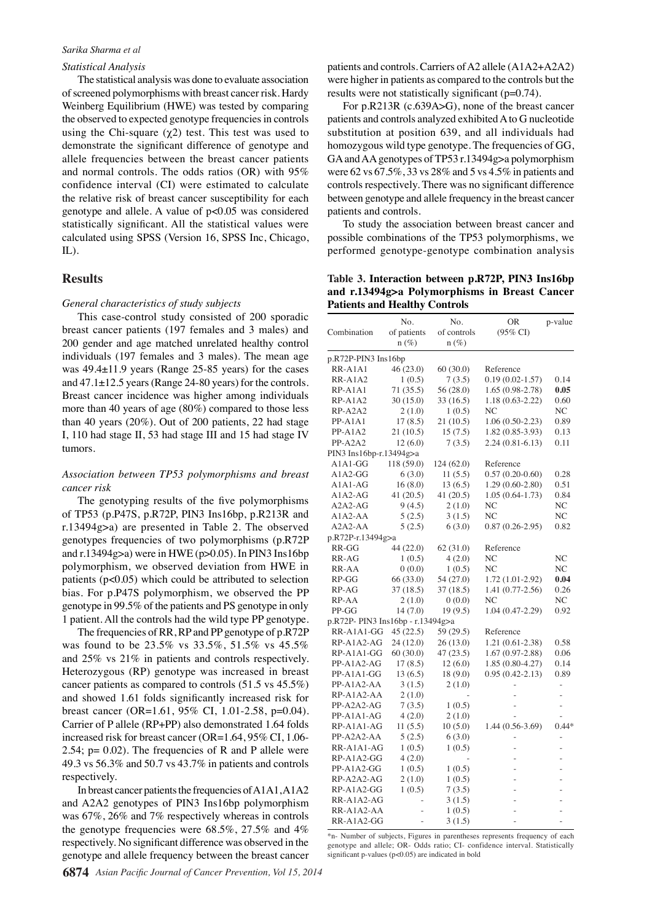*Statistical Analysis*

The statistical analysis was done to evaluate association of screened polymorphisms with breast cancer risk. Hardy Weinberg Equilibrium (HWE) was tested by comparing the observed to expected genotype frequencies in controls using the Chi-square ($\chi 2$) test. This test was used to demonstrate the significant difference of genotype and allele frequencies between the breast cancer patients and normal controls. The odds ratios (OR) with 95% confidence interval (CI) were estimated to calculate the relative risk of breast cancer susceptibility for each genotype and allele. A value of $p<0.05$ was considered statistically significant. All the statistical values were calculated using SPSS (Version 16, SPSS Inc, Chicago, IL).

## Results

*General characteristics of study subjects*

This case-control study consisted of 200 sporadic breast cancer patients (197 females and 3 males) and 200 gender and age matched unrelated healthy control individuals (197 females and 3 males). The mean age was 49.4±11.9 years (Range 25-85 years) for the cases and 47.1±12.5 years (Range 24-80 years) for the controls. Breast cancer incidence was higher among individuals more than 40 years of age (80%) compared to those less than 40 years (20%). Out of 200 patients, 22 had stage I, 110 had stage II, 53 had stage III and 15 had stage IV tumors.

*Association between TP53 polymorphisms and breast cancer risk*

The genotyping results of the five polymorphisms of TP53 (p.P47S, p.R72P, PIN3 Ins16bp, p.R213R and r.13494g>a) are presented in Table 2. The observed genotypes frequencies of two polymorphisms (p.R72P and r.13494g>a) were in HWE ($p>0.05$). In PIN3 Ins16bp polymorphism, we observed deviation from HWE in patients ($p<0.05$) which could be attributed to selection bias. For p.P47S polymorphism, we observed the PP genotype in 99.5% of the patients and PS genotype in only 1 patient. All the controls had the wild type PP genotype.

The frequencies of RR, RP and PP genotype of p.R72P was found to be 23.5% vs 33.5%, 51.5% vs 45.5% and 25% vs 21% in patients and controls respectively. Heterozygous (RP) genotype was increased in breast cancer patients as compared to controls (51.5 vs 45.5%) and showed 1.61 folds significantly increased risk for breast cancer (OR=1.61, 95% CI, 1.01-2.58, p=0.04). Carrier of P allele (RP+PP) also demonstrated 1.64 folds increased risk for breast cancer (OR=1.64, 95% CI, 1.06-2.54; p= 0.02). The frequencies of R and P allele were 49.3 vs 56.3% and 50.7 vs 43.7% in patients and controls respectively.

In breast cancer patients the frequencies of A1A1, A1A2 and A2A2 genotypes of PIN3 Ins16bp polymorphism was 67%, 26% and 7% respectively whereas in controls the genotype frequencies were 68.5%, 27.5% and 4% respectively. No significant difference was observed in the genotype and allele frequency between the breast cancer patients and controls. Carriers of A2 allele (A1A2+A2A2) were higher in patients as compared to the controls but the results were not statistically significant (p=0.74).

For p.R213R (c.639A>G), none of the breast cancer patients and controls analyzed exhibited A to G nucleotide substitution at position 639, and all individuals had homozygous wild type genotype. The frequencies of GG, GA and AA genotypes of TP53 r.13494g>a polymorphism were 62 vs 67.5%, 33 vs 28% and 5 vs 4.5% in patients and controls respectively. There was no significant difference between genotype and allele frequency in the breast cancer patients and controls.

To study the association between breast cancer and possible combinations of the TP53 polymorphisms, we performed genotype-genotype combination analysis

**Table 3. Interaction between p.R72P, PIN3 Ins16bp and r.13494g>a Polymorphisms in Breast Cancer Patients and Healthy Controls**

| Combination | No. of patients n (%) | No. of controls n (%) | OR (95% CI) | p-value |
|---|---|---|---|---|
| p.R72P-PIN3 Ins16bp | | | | |
| RR-A1A1 | 46 (23.0) | 60 (30.0) | Reference | |
| RR-A1A2 | 1 (0.5) | 7 (3.5) | 0.19 (0.02-1.57) | 0.14 |
| RP-A1A1 | 71 (35.5) | 56 (28.0) | 1.65 (0.98-2.78) | **0.05** |
| RP-A1A2 | 30 (15.0) | 33 (16.5) | 1.18 (0.63-2.22) | 0.60 |
| RP-A2A2 | 2 (1.0) | 1 (0.5) | NC | NC |
| PP-A1A1 | 17 (8.5) | 21 (10.5) | 1.06 (0.50-2.23) | 0.89 |
| PP-A1A2 | 21 (10.5) | 15 (7.5) | 1.82 (0.85-3.93) | 0.13 |
| PP-A2A2 | 12 (6.0) | 7 (3.5) | 2.24 (0.81-6.13) | 0.11 |
| PIN3 Ins16bp-r.13494g>a | | | | |
| A1A1-GG | 118 (59.0) | 124 (62.0) | Reference | |
| A1A2-GG | 6 (3.0) | 11 (5.5) | 0.57 (0.20-0.60) | 0.28 |
| A1A1-AG | 16 (8.0) | 13 (6.5) | 1.29 (0.60-2.80) | 0.51 |
| A1A2-AG | 41 (20.5) | 41 (20.5) | 1.05 (0.64-1.73) | 0.84 |
| A2A2-AG | 9 (4.5) | 2 (1.0) | NC | NC |
| A1A2-AA | 5 (2.5) | 3 (1.5) | NC | NC |
| A2A2-AA | 5 (2.5) | 6 (3.0) | 0.87 (0.26-2.95) | 0.82 |
| p.R72P-r.13494g>a | | | | |
| RR-GG | 44 (22.0) | 62 (31.0) | Reference | |
| RR-AG | 1 (0.5) | 4 (2.0) | NC | NC |
| RR-AA | 0 (0.0) | 1 (0.5) | NC | NC |
| RP-GG | 66 (33.0) | 54 (27.0) | 1.72 (1.01-2.92) | **0.04** |
| RP-AG | 37 (18.5) | 37 (18.5) | 1.41 (0.77-2.56) | 0.26 |
| RP-AA | 2 (1.0) | 0 (0.0) | NC | NC |
| PP-GG | 14 (7.0) | 19 (9.5) | 1.04 (0.47-2.29) | 0.92 |
| p.R72P- PIN3 Ins16bp - r.13494g>a | | | | |
| RR-A1A1-GG | 45 (22.5) | 59 (29.5) | Reference | |
| RP-A1A2-AG | 24 (12.0) | 26 (13.0) | 1.21 (0.61-2.38) | 0.58 |
| RP-A1A1-GG | 60 (30.0) | 47 (23.5) | 1.67 (0.97-2.88) | 0.06 |
| PP-A1A2-AG | 17 (8.5) | 12 (6.0) | 1.85 (0.80-4.27) | 0.14 |
| PP-A1A1-GG | 13 (6.5) | 18 (9.0) | 0.95 (0.42-2.13) | 0.89 |
| PP-A1A2-AA | 3 (1.5) | 2 (1.0) | - | - |
| RP-A1A2-AA | 2 (1.0) | - | - | - |
| PP-A2A2-AG | 7 (3.5) | 1 (0.5) | - | - |
| PP-A1A1-AG | 4 (2.0) | 2 (1.0) | - | - |
| RP-A1A1-AG | 11 (5.5) | 10 (5.0) | 1.44 (0.56-3.69) | 0.44* |
| PP-A2A2-AA | 5 (2.5) | 6 (3.0) | - | - |
| RR-A1A1-AG | 1 (0.5) | 1 (0.5) | - | - |
| RP-A1A2-GG | 4 (2.0) | - | - | - |
| PP-A1A2-GG | 1 (0.5) | 1 (0.5) | - | - |
| RP-A2A2-AG | 2 (1.0) | 1 (0.5) | - | - |
| RP-A1A2-GG | 1 (0.5) | 7 (3.5) | - | - |
| RR-A1A2-AG | - | 3 (1.5) | - | - |
| RR-A1A2-AA | - | 1 (0.5) | - | - |
| RR-A1A2-GG | - | 3 (1.5) | - | - |

*n- Number of subjects, Figures in parentheses represents frequency of each genotype and allele; OR- Odds ratio; CI- confidence interval. Statistically significant p-values ($p<0.05$) are indicated in bold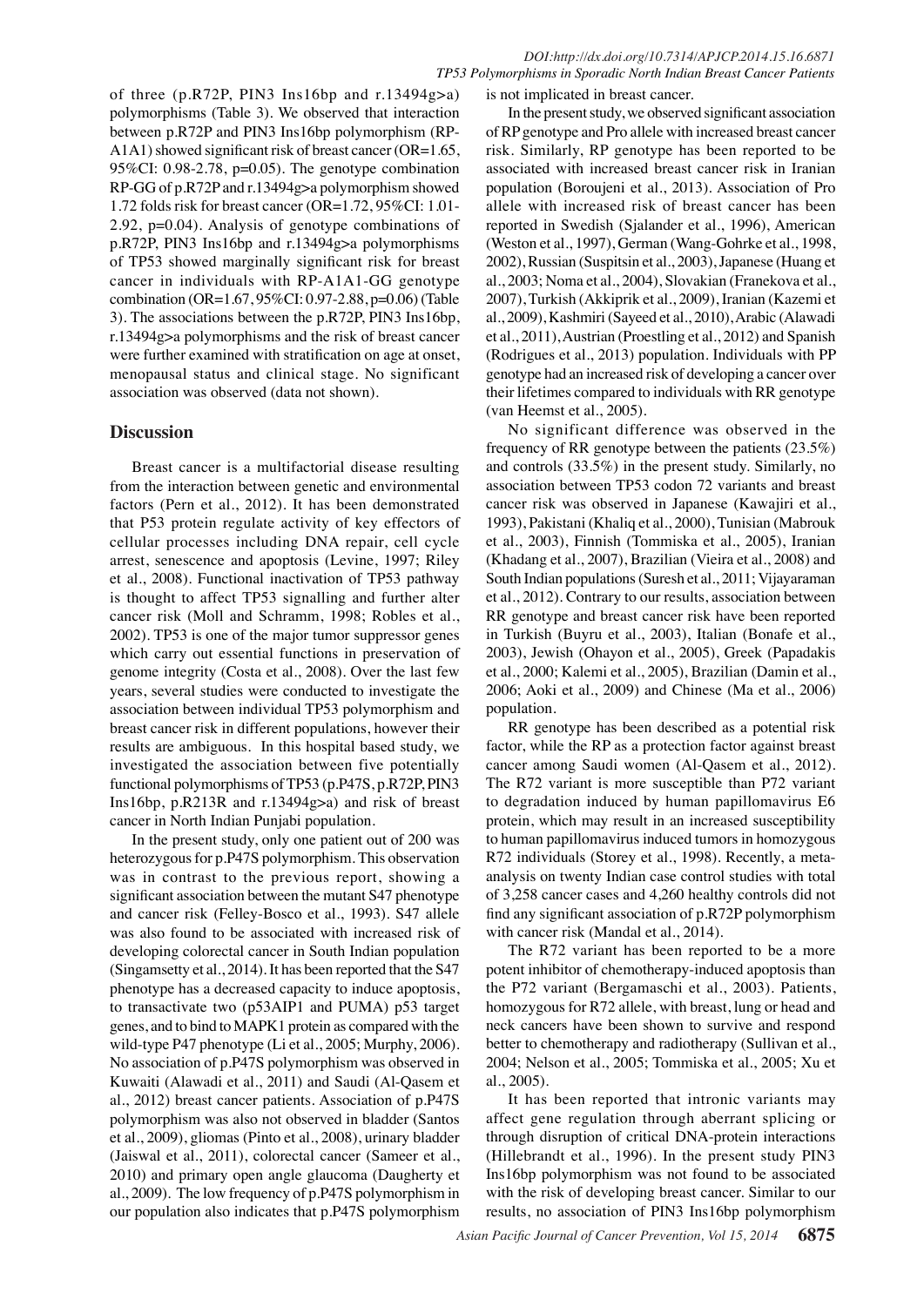of three (p.R72P, PIN3 Ins16bp and r.13494g>a) polymorphisms (Table 3). We observed that interaction between p.R72P and PIN3 Ins16bp polymorphism (RP-A1A1) showed significant risk of breast cancer (OR=1.65, 95%CI: 0.98-2.78, p=0.05). The genotype combination RP-GG of p.R72P and r.13494g>a polymorphism showed 1.72 folds risk for breast cancer (OR=1.72, 95%CI: 1.01-2.92, p=0.04). Analysis of genotype combinations of p.R72P, PIN3 Ins16bp and r.13494g>a polymorphisms of TP53 showed marginally significant risk for breast cancer in individuals with RP-A1A1-GG genotype combination (OR=1.67, 95%CI: 0.97-2.88, p=0.06) (Table 3). The associations between the p.R72P, PIN3 Ins16bp, r.13494g>a polymorphisms and the risk of breast cancer were further examined with stratification on age at onset, menopausal status and clinical stage. No significant association was observed (data not shown).

## Discussion

Breast cancer is a multifactorial disease resulting from the interaction between genetic and environmental factors (Pern et al., 2012). It has been demonstrated that P53 protein regulate activity of key effectors of cellular processes including DNA repair, cell cycle arrest, senescence and apoptosis (Levine, 1997; Riley et al., 2008). Functional inactivation of TP53 pathway is thought to affect TP53 signalling and further alter cancer risk (Moll and Schramm, 1998; Robles et al., 2002). TP53 is one of the major tumor suppressor genes which carry out essential functions in preservation of genome integrity (Costa et al., 2008). Over the last few years, several studies were conducted to investigate the association between individual TP53 polymorphism and breast cancer risk in different populations, however their results are ambiguous. In this hospital based study, we investigated the association between five potentially functional polymorphisms of TP53 (p.P47S, p.R72P, PIN3 Ins16bp, p.R213R and r.13494g>a) and risk of breast cancer in North Indian Punjabi population.

In the present study, only one patient out of 200 was heterozygous for p.P47S polymorphism. This observation was in contrast to the previous report, showing a significant association between the mutant S47 phenotype and cancer risk (Felley-Bosco et al., 1993). S47 allele was also found to be associated with increased risk of developing colorectal cancer in South Indian population (Singamsetty et al., 2014). It has been reported that the S47 phenotype has a decreased capacity to induce apoptosis, to transactivate two (p53AIP1 and PUMA) p53 target genes, and to bind to MAPK1 protein as compared with the wild-type P47 phenotype (Li et al., 2005; Murphy, 2006). No association of p.P47S polymorphism was observed in Kuwaiti (Alawadi et al., 2011) and Saudi (Al-Qasem et al., 2012) breast cancer patients. Association of p.P47S polymorphism was also not observed in bladder (Santos et al., 2009), gliomas (Pinto et al., 2008), urinary bladder (Jaiswal et al., 2011), colorectal cancer (Sameer et al., 2010) and primary open angle glaucoma (Daugherty et al., 2009). The low frequency of p.P47S polymorphism in our population also indicates that p.P47S polymorphism is not implicated in breast cancer.

In the present study, we observed significant association of RP genotype and Pro allele with increased breast cancer risk. Similarly, RP genotype has been reported to be associated with increased breast cancer risk in Iranian population (Boroujeni et al., 2013). Association of Pro allele with increased risk of breast cancer has been reported in Swedish (Sjalander et al., 1996), American (Weston et al., 1997), German (Wang-Gohrke et al., 1998, 2002), Russian (Suspitsin et al., 2003), Japanese (Huang et al., 2003; Noma et al., 2004), Slovakian (Franekova et al., 2007), Turkish (Akkiprik et al., 2009), Iranian (Kazemi et al., 2009), Kashmiri (Sayeed et al., 2010), Arabic (Alawadi et al., 2011), Austrian (Proestling et al., 2012) and Spanish (Rodrigues et al., 2013) population. Individuals with PP genotype had an increased risk of developing a cancer over their lifetimes compared to individuals with RR genotype (van Heemst et al., 2005).

No significant difference was observed in the frequency of RR genotype between the patients (23.5%) and controls (33.5%) in the present study. Similarly, no association between TP53 codon 72 variants and breast cancer risk was observed in Japanese (Kawajiri et al., 1993), Pakistani (Khaliq et al., 2000), Tunisian (Mabrouk et al., 2003), Finnish (Tommiska et al., 2005), Iranian (Khadang et al., 2007), Brazilian (Vieira et al., 2008) and South Indian populations (Suresh et al., 2011; Vijayaraman et al., 2012). Contrary to our results, association between RR genotype and breast cancer risk have been reported in Turkish (Buyru et al., 2003), Italian (Bonafe et al., 2003), Jewish (Ohayon et al., 2005), Greek (Papadakis et al., 2000; Kalemi et al., 2005), Brazilian (Damin et al., 2006; Aoki et al., 2009) and Chinese (Ma et al., 2006) population.

RR genotype has been described as a potential risk factor, while the RP as a protection factor against breast cancer among Saudi women (Al-Qasem et al., 2012). The R72 variant is more susceptible than P72 variant to degradation induced by human papillomavirus E6 protein, which may result in an increased susceptibility to human papillomavirus induced tumors in homozygous R72 individuals (Storey et al., 1998). Recently, a meta-analysis on twenty Indian case control studies with total of 3,258 cancer cases and 4,260 healthy controls did not find any significant association of p.R72P polymorphism with cancer risk (Mandal et al., 2014).

The R72 variant has been reported to be a more potent inhibitor of chemotherapy-induced apoptosis than the P72 variant (Bergamaschi et al., 2003). Patients, homozygous for R72 allele, with breast, lung or head and neck cancers have been shown to survive and respond better to chemotherapy and radiotherapy (Sullivan et al., 2004; Nelson et al., 2005; Tommiska et al., 2005; Xu et al., 2005).

It has been reported that intronic variants may affect gene regulation through aberrant splicing or through disruption of critical DNA-protein interactions (Hillebrandt et al., 1996). In the present study PIN3 Ins16bp polymorphism was not found to be associated with the risk of developing breast cancer. Similar to our results, no association of PIN3 Ins16bp polymorphism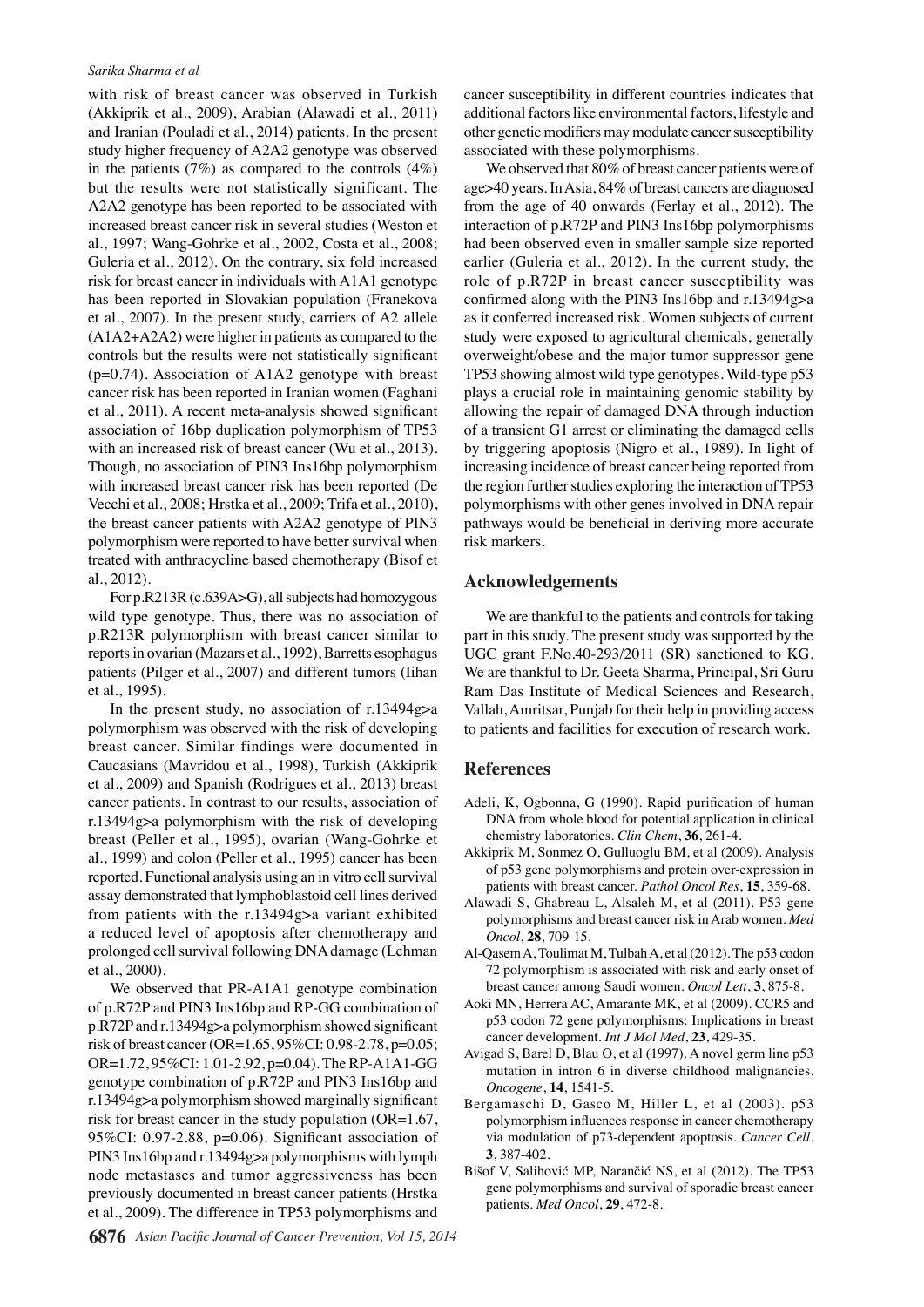with risk of breast cancer was observed in Turkish (Akkiprik et al., 2009), Arabian (Alawadi et al., 2011) and Iranian (Pouladi et al., 2014) patients. In the present study higher frequency of A2A2 genotype was observed in the patients (7%) as compared to the controls (4%) but the results were not statistically significant. The A2A2 genotype has been reported to be associated with increased breast cancer risk in several studies (Weston et al., 1997; Wang-Gohrke et al., 2002, Costa et al., 2008; Guleria et al., 2012). On the contrary, six fold increased risk for breast cancer in individuals with A1A1 genotype has been reported in Slovakian population (Franekova et al., 2007). In the present study, carriers of A2 allele (A1A2+A2A2) were higher in patients as compared to the controls but the results were not statistically significant (p=0.74). Association of A1A2 genotype with breast cancer risk has been reported in Iranian women (Faghani et al., 2011). A recent meta-analysis showed significant association of 16bp duplication polymorphism of TP53 with an increased risk of breast cancer (Wu et al., 2013). Though, no association of PIN3 Ins16bp polymorphism with increased breast cancer risk has been reported (De Vecchi et al., 2008; Hrstka et al., 2009; Trifa et al., 2010), the breast cancer patients with A2A2 genotype of PIN3 polymorphism were reported to have better survival when treated with anthracycline based chemotherapy (Bisof et al., 2012).

For p.R213R (c.639A>G), all subjects had homozygous wild type genotype. Thus, there was no association of p.R213R polymorphism with breast cancer similar to reports in ovarian (Mazars et al., 1992), Barretts esophagus patients (Pilger et al., 2007) and different tumors (Iihan et al., 1995).

In the present study, no association of r.13494g>a polymorphism was observed with the risk of developing breast cancer. Similar findings were documented in Caucasians (Mavridou et al., 1998), Turkish (Akkiprik et al., 2009) and Spanish (Rodrigues et al., 2013) breast cancer patients. In contrast to our results, association of r.13494g>a polymorphism with the risk of developing breast (Peller et al., 1995), ovarian (Wang-Gohrke et al., 1999) and colon (Peller et al., 1995) cancer has been reported. Functional analysis using an in vitro cell survival assay demonstrated that lymphoblastoid cell lines derived from patients with the r.13494g>a variant exhibited a reduced level of apoptosis after chemotherapy and prolonged cell survival following DNA damage (Lehman et al., 2000).

We observed that PR-A1A1 genotype combination of p.R72P and PIN3 Ins16bp and RP-GG combination of p.R72P and r.13494g>a polymorphism showed significant risk of breast cancer (OR=1.65, 95%CI: 0.98-2.78, p=0.05; OR=1.72, 95%CI: 1.01-2.92, p=0.04). The RP-A1A1-GG genotype combination of p.R72P and PIN3 Ins16bp and r.13494g>a polymorphism showed marginally significant risk for breast cancer in the study population (OR=1.67, 95%CI: 0.97-2.88, p=0.06). Significant association of PIN3 Ins16bp and r.13494g>a polymorphisms with lymph node metastases and tumor aggressiveness has been previously documented in breast cancer patients (Hrstka et al., 2009). The difference in TP53 polymorphisms and cancer susceptibility in different countries indicates that additional factors like environmental factors, lifestyle and other genetic modifiers may modulate cancer susceptibility associated with these polymorphisms.

We observed that 80% of breast cancer patients were of age>40 years. In Asia, 84% of breast cancers are diagnosed from the age of 40 onwards (Ferlay et al., 2012). The interaction of p.R72P and PIN3 Ins16bp polymorphisms had been observed even in smaller sample size reported earlier (Guleria et al., 2012). In the current study, the role of p.R72P in breast cancer susceptibility was confirmed along with the PIN3 Ins16bp and r.13494g>a as it conferred increased risk. Women subjects of current study were exposed to agricultural chemicals, generally overweight/obese and the major tumor suppressor gene TP53 showing almost wild type genotypes. Wild-type p53 plays a crucial role in maintaining genomic stability by allowing the repair of damaged DNA through induction of a transient G1 arrest or eliminating the damaged cells by triggering apoptosis (Nigro et al., 1989). In light of increasing incidence of breast cancer being reported from the region further studies exploring the interaction of TP53 polymorphisms with other genes involved in DNA repair pathways would be beneficial in deriving more accurate risk markers.

## Acknowledgements

We are thankful to the patients and controls for taking part in this study. The present study was supported by the UGC grant F.No.40-293/2011 (SR) sanctioned to KG. We are thankful to Dr. Geeta Sharma, Principal, Sri Guru Ram Das Institute of Medical Sciences and Research, Vallah, Amritsar, Punjab for their help in providing access to patients and facilities for execution of research work.

## References

Adeli, K, Ogbonna, G (1990). Rapid purification of human DNA from whole blood for potential application in clinical chemistry laboratories. *Clin Chem*, **36**, 261-4.

Akkiprik M, Sonmez O, Gulluoglu BM, et al (2009). Analysis of p53 gene polymorphisms and protein over-expression in patients with breast cancer. *Pathol Oncol Res*, **15**, 359-68.

Alawadi S, Ghabreau L, Alsaleh M, et al (2011). P53 gene polymorphisms and breast cancer risk in Arab women. *Med Oncol*, **28**, 709-15.

Al-Qasem A, Toulimat M, Tulbah A, et al (2012). The p53 codon 72 polymorphism is associated with risk and early onset of breast cancer among Saudi women. *Oncol Lett*, **3**, 875-8.

Aoki MN, Herrera AC, Amarante MK, et al (2009). CCR5 and p53 codon 72 gene polymorphisms: Implications in breast cancer development. *Int J Mol Med*, **23**, 429-35.

Avigad S, Barel D, Blau O, et al (1997). A novel germ line p53 mutation in intron 6 in diverse childhood malignancies. *Oncogene*, **14**, 1541-5.

Bergamaschi D, Gasco M, Hiller L, et al (2003). p53 polymorphism influences response in cancer chemotherapy via modulation of p73-dependent apoptosis. *Cancer Cell*, **3**, 387-402.

Bišof V, Salihović MP, Narančić NS, et al (2012). The TP53 gene polymorphisms and survival of sporadic breast cancer patients. *Med Oncol*, **29**, 472-8.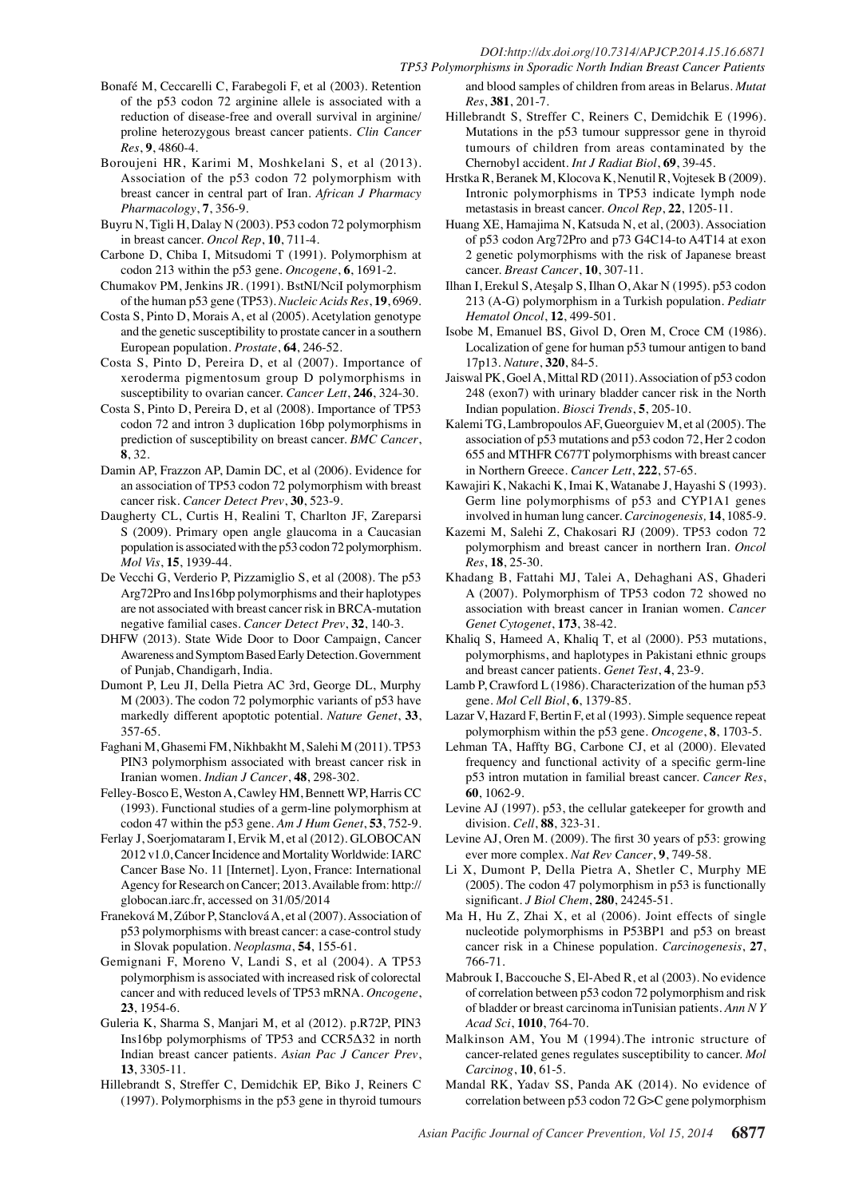Bonafé M, Ceccarelli C, Farabegoli F, et al (2003). Retention of the p53 codon 72 arginine allele is associated with a reduction of disease-free and overall survival in arginine/proline heterozygous breast cancer patients. *Clin Cancer Res*, **9**, 4860-4.

Boroujeni HR, Karimi M, Moshkelani S, et al (2013). Association of the p53 codon 72 polymorphism with breast cancer in central part of Iran. *African J Pharmacy Pharmacology*, **7**, 356-9.

Buyru N, Tigli H, Dalay N (2003). P53 codon 72 polymorphism in breast cancer. *Oncol Rep*, **10**, 711-4.

Carbone D, Chiba I, Mitsudomi T (1991). Polymorphism at codon 213 within the p53 gene. *Oncogene*, **6**, 1691-2.

Chumakov PM, Jenkins JR. (1991). BstNI/NciI polymorphism of the human p53 gene (TP53). *Nucleic Acids Res*, **19**, 6969.

Costa S, Pinto D, Morais A, et al (2005). Acetylation genotype and the genetic susceptibility to prostate cancer in a southern European population. *Prostate*, **64**, 246-52.

Costa S, Pinto D, Pereira D, et al (2007). Importance of xeroderma pigmentosum group D polymorphisms in susceptibility to ovarian cancer. *Cancer Lett*, **246**, 324-30.

Costa S, Pinto D, Pereira D, et al (2008). Importance of TP53 codon 72 and intron 3 duplication 16bp polymorphisms in prediction of susceptibility on breast cancer. *BMC Cancer*, **8**, 32.

Damin AP, Frazzon AP, Damin DC, et al (2006). Evidence for an association of TP53 codon 72 polymorphism with breast cancer risk. *Cancer Detect Prev*, **30**, 523-9.

Daugherty CL, Curtis H, Realini T, Charlton JF, Zareparsi S (2009). Primary open angle glaucoma in a Caucasian population is associated with the p53 codon 72 polymorphism. *Mol Vis*, **15**, 1939-44.

De Vecchi G, Verderio P, Pizzamiglio S, et al (2008). The p53 Arg72Pro and Ins16bp polymorphisms and their haplotypes are not associated with breast cancer risk in BRCA-mutation negative familial cases. *Cancer Detect Prev*, **32**, 140-3.

DHFW (2013). State Wide Door to Door Campaign, Cancer Awareness and Symptom Based Early Detection. Government of Punjab, Chandigarh, India.

Dumont P, Leu JI, Della Pietra AC 3rd, George DL, Murphy M (2003). The codon 72 polymorphic variants of p53 have markedly different apoptotic potential. *Nature Genet*, **33**, 357-65.

Faghani M, Ghasemi FM, Nikhbakht M, Salehi M (2011). TP53 PIN3 polymorphism associated with breast cancer risk in Iranian women. *Indian J Cancer*, **48**, 298-302.

Felley-Bosco E, Weston A, Cawley HM, Bennett WP, Harris CC (1993). Functional studies of a germ-line polymorphism at codon 47 within the p53 gene. *Am J Hum Genet*, **53**, 752-9.

Ferlay J, Soerjomataram I, Ervik M, et al (2012). GLOBOCAN 2012 v1.0, Cancer Incidence and Mortality Worldwide: IARC Cancer Base No. 11 [Internet]. Lyon, France: International Agency for Research on Cancer; 2013. Available from: http://globocan.iarc.fr, accessed on 31/05/2014

Franeková M, Zúbor P, Stanclová A, et al (2007). Association of p53 polymorphisms with breast cancer: a case-control study in Slovak population. *Neoplasma*, **54**, 155-61.

Gemignani F, Moreno V, Landi S, et al (2004). A TP53 polymorphism is associated with increased risk of colorectal cancer and with reduced levels of TP53 mRNA. *Oncogene*, **23**, 1954-6.

Guleria K, Sharma S, Manjari M, et al (2012). p.R72P, PIN3 Ins16bp polymorphisms of TP53 and CCR5Δ32 in north Indian breast cancer patients. *Asian Pac J Cancer Prev*, **13**, 3305-11.

Hillebrandt S, Streffer C, Demidchik EP, Biko J, Reiners C (1997). Polymorphisms in the p53 gene in thyroid tumours and blood samples of children from areas in Belarus. *Mutat Res*, **381**, 201-7.

Hillebrandt S, Streffer C, Reiners C, Demidchik E (1996). Mutations in the p53 tumour suppressor gene in thyroid tumours of children from areas contaminated by the Chernobyl accident. *Int J Radiat Biol*, **69**, 39-45.

Hrstka R, Beranek M, Klocova K, Nenutil R, Vojtesek B (2009). Intronic polymorphisms in TP53 indicate lymph node metastasis in breast cancer. *Oncol Rep*, **22**, 1205-11.

Huang XE, Hamajima N, Katsuda N, et al, (2003). Association of p53 codon Arg72Pro and p73 G4C14-to A4T14 at exon 2 genetic polymorphisms with the risk of Japanese breast cancer. *Breast Cancer*, **10**, 307-11.

Ilhan I, Erekul S, Ateşalp S, Ilhan O, Akar N (1995). p53 codon 213 (A-G) polymorphism in a Turkish population. *Pediatr Hematol Oncol*, **12**, 499-501.

Isobe M, Emanuel BS, Givol D, Oren M, Croce CM (1986). Localization of gene for human p53 tumour antigen to band 17p13. *Nature*, **320**, 84-5.

Jaiswal PK, Goel A, Mittal RD (2011). Association of p53 codon 248 (exon7) with urinary bladder cancer risk in the North Indian population. *Biosci Trends*, **5**, 205-10.

Kalemi TG, Lambropoulos AF, Gueorguiev M, et al (2005). The association of p53 mutations and p53 codon 72, Her 2 codon 655 and MTHFR C677T polymorphisms with breast cancer in Northern Greece. *Cancer Lett*, **222**, 57-65.

Kawajiri K, Nakachi K, Imai K, Watanabe J, Hayashi S (1993). Germ line polymorphisms of p53 and CYP1A1 genes involved in human lung cancer. *Carcinogenesis,* **14**, 1085-9.

Kazemi M, Salehi Z, Chakosari RJ (2009). TP53 codon 72 polymorphism and breast cancer in northern Iran. *Oncol Res*, **18**, 25-30.

Khadang B, Fattahi MJ, Talei A, Dehaghani AS, Ghaderi A (2007). Polymorphism of TP53 codon 72 showed no association with breast cancer in Iranian women. *Cancer Genet Cytogenet*, **173**, 38-42.

Khaliq S, Hameed A, Khaliq T, et al (2000). P53 mutations, polymorphisms, and haplotypes in Pakistani ethnic groups and breast cancer patients. *Genet Test*, **4**, 23-9.

Lamb P, Crawford L (1986). Characterization of the human p53 gene. *Mol Cell Biol*, **6**, 1379-85.

Lazar V, Hazard F, Bertin F, et al (1993). Simple sequence repeat polymorphism within the p53 gene. *Oncogene*, **8**, 1703-5.

Lehman TA, Haffty BG, Carbone CJ, et al (2000). Elevated frequency and functional activity of a specific germ-line p53 intron mutation in familial breast cancer. *Cancer Res*, **60**, 1062-9.

Levine AJ (1997). p53, the cellular gatekeeper for growth and division. *Cell*, **88**, 323-31.

Levine AJ, Oren M. (2009). The first 30 years of p53: growing ever more complex. *Nat Rev Cancer*, **9**, 749-58.

Li X, Dumont P, Della Pietra A, Shetler C, Murphy ME (2005). The codon 47 polymorphism in p53 is functionally significant. *J Biol Chem*, **280**, 24245-51.

Ma H, Hu Z, Zhai X, et al (2006). Joint effects of single nucleotide polymorphisms in P53BP1 and p53 on breast cancer risk in a Chinese population. *Carcinogenesis*, **27**, 766-71.

Mabrouk I, Baccouche S, El-Abed R, et al (2003). No evidence of correlation between p53 codon 72 polymorphism and risk of bladder or breast carcinoma inTunisian patients. *Ann N Y Acad Sci*, **1010**, 764-70.

Malkinson AM, You M (1994).The intronic structure of cancer-related genes regulates susceptibility to cancer. *Mol Carcinog*, **10**, 61-5.

Mandal RK, Yadav SS, Panda AK (2014). No evidence of correlation between p53 codon 72 G>C gene polymorphism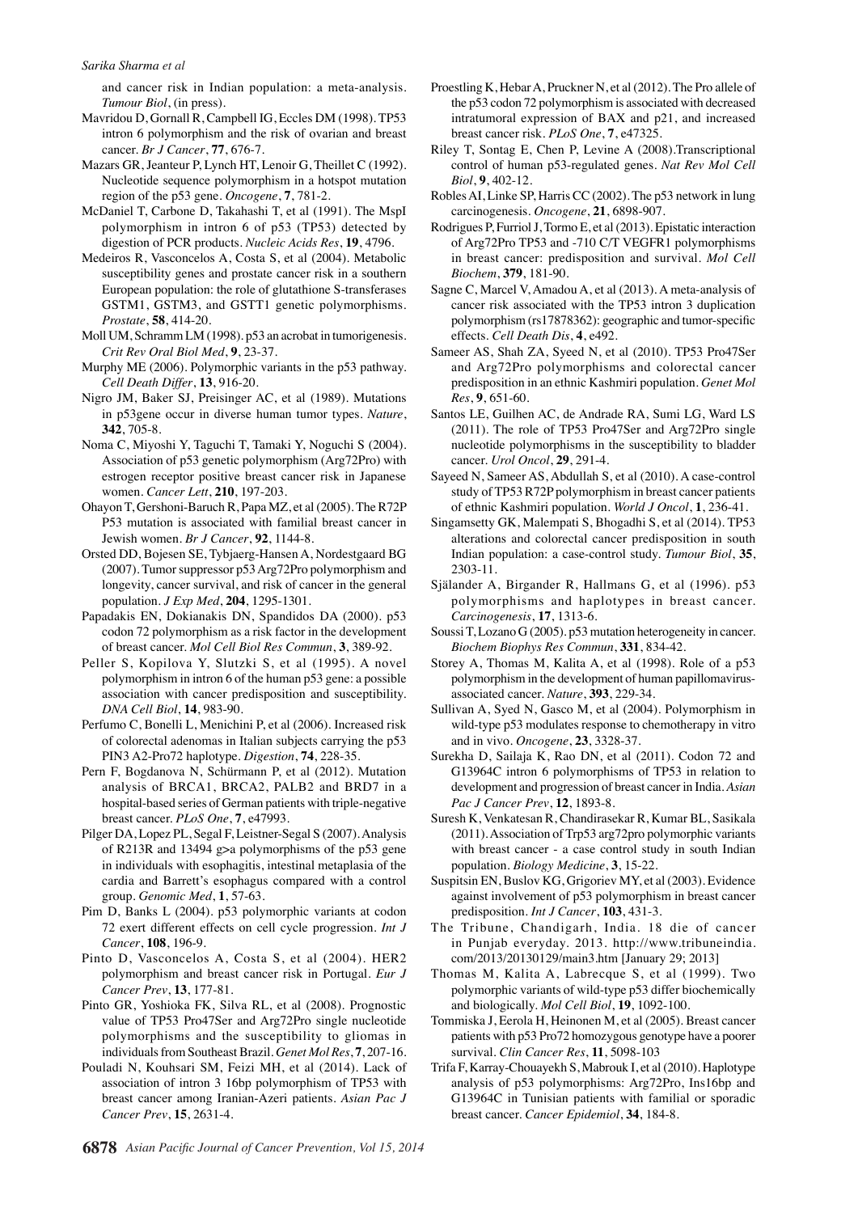and cancer risk in Indian population: a meta-analysis. *Tumour Biol*, (in press).

Mavridou D, Gornall R, Campbell IG, Eccles DM (1998). TP53 intron 6 polymorphism and the risk of ovarian and breast cancer. *Br J Cancer*, **77**, 676-7.

Mazars GR, Jeanteur P, Lynch HT, Lenoir G, Theillet C (1992). Nucleotide sequence polymorphism in a hotspot mutation region of the p53 gene. *Oncogene*, **7**, 781-2.

McDaniel T, Carbone D, Takahashi T, et al (1991). The MspI polymorphism in intron 6 of p53 (TP53) detected by digestion of PCR products. *Nucleic Acids Res*, **19**, 4796.

Medeiros R, Vasconcelos A, Costa S, et al (2004). Metabolic susceptibility genes and prostate cancer risk in a southern European population: the role of glutathione S-transferases GSTM1, GSTM3, and GSTT1 genetic polymorphisms. *Prostate*, **58**, 414-20.

Moll UM, Schramm LM (1998). p53 an acrobat in tumorigenesis. *Crit Rev Oral Biol Med*, **9**, 23-37.

Murphy ME (2006). Polymorphic variants in the p53 pathway. *Cell Death Differ*, **13**, 916-20.

Nigro JM, Baker SJ, Preisinger AC, et al (1989). Mutations in p53gene occur in diverse human tumor types. *Nature*, **342**, 705-8.

Noma C, Miyoshi Y, Taguchi T, Tamaki Y, Noguchi S (2004). Association of p53 genetic polymorphism (Arg72Pro) with estrogen receptor positive breast cancer risk in Japanese women. *Cancer Lett*, **210**, 197-203.

Ohayon T, Gershoni-Baruch R, Papa MZ, et al (2005). The R72P P53 mutation is associated with familial breast cancer in Jewish women. *Br J Cancer*, **92**, 1144-8.

Orsted DD, Bojesen SE, Tybjaerg-Hansen A, Nordestgaard BG (2007). Tumor suppressor p53 Arg72Pro polymorphism and longevity, cancer survival, and risk of cancer in the general population. *J Exp Med*, **204**, 1295-1301.

Papadakis EN, Dokianakis DN, Spandidos DA (2000). p53 codon 72 polymorphism as a risk factor in the development of breast cancer. *Mol Cell Biol Res Commun*, **3**, 389-92.

Peller S, Kopilova Y, Slutzki S, et al (1995). A novel polymorphism in intron 6 of the human p53 gene: a possible association with cancer predisposition and susceptibility. *DNA Cell Biol*, **14**, 983-90.

Perfumo C, Bonelli L, Menichini P, et al (2006). Increased risk of colorectal adenomas in Italian subjects carrying the p53 PIN3 A2-Pro72 haplotype. *Digestion*, **74**, 228-35.

Pern F, Bogdanova N, Schürmann P, et al (2012). Mutation analysis of BRCA1, BRCA2, PALB2 and BRD7 in a hospital-based series of German patients with triple-negative breast cancer. *PLoS One*, **7**, e47993.

Pilger DA, Lopez PL, Segal F, Leistner-Segal S (2007). Analysis of R213R and 13494 g>a polymorphisms of the p53 gene in individuals with esophagitis, intestinal metaplasia of the cardia and Barrett's esophagus compared with a control group. *Genomic Med*, **1**, 57-63.

Pim D, Banks L (2004). p53 polymorphic variants at codon 72 exert different effects on cell cycle progression. *Int J Cancer*, **108**, 196-9.

Pinto D, Vasconcelos A, Costa S, et al (2004). HER2 polymorphism and breast cancer risk in Portugal. *Eur J Cancer Prev*, **13**, 177-81.

Pinto GR, Yoshioka FK, Silva RL, et al (2008). Prognostic value of TP53 Pro47Ser and Arg72Pro single nucleotide polymorphisms and the susceptibility to gliomas in individuals from Southeast Brazil. *Genet Mol Res*, **7**, 207-16.

Pouladi N, Kouhsari SM, Feizi MH, et al (2014). Lack of association of intron 3 16bp polymorphism of TP53 with breast cancer among Iranian-Azeri patients. *Asian Pac J Cancer Prev*, **15**, 2631-4.

Proestling K, Hebar A, Pruckner N, et al (2012). The Pro allele of the p53 codon 72 polymorphism is associated with decreased intratumoral expression of BAX and p21, and increased breast cancer risk. *PLoS One*, **7**, e47325.

Riley T, Sontag E, Chen P, Levine A (2008).Transcriptional control of human p53-regulated genes. *Nat Rev Mol Cell Biol*, **9**, 402-12.

Robles AI, Linke SP, Harris CC (2002). The p53 network in lung carcinogenesis. *Oncogene*, **21**, 6898-907.

Rodrigues P, Furriol J, Tormo E, et al (2013). Epistatic interaction of Arg72Pro TP53 and -710 C/T VEGFR1 polymorphisms in breast cancer: predisposition and survival. *Mol Cell Biochem*, **379**, 181-90.

Sagne C, Marcel V, Amadou A, et al (2013). A meta-analysis of cancer risk associated with the TP53 intron 3 duplication polymorphism (rs17878362): geographic and tumor-specific effects. *Cell Death Dis*, **4**, e492.

Sameer AS, Shah ZA, Syeed N, et al (2010). TP53 Pro47Ser and Arg72Pro polymorphisms and colorectal cancer predisposition in an ethnic Kashmiri population. *Genet Mol Res*, **9**, 651-60.

Santos LE, Guilhen AC, de Andrade RA, Sumi LG, Ward LS (2011). The role of TP53 Pro47Ser and Arg72Pro single nucleotide polymorphisms in the susceptibility to bladder cancer. *Urol Oncol*, **29**, 291-4.

Sayeed N, Sameer AS, Abdullah S, et al (2010). A case-control study of TP53 R72P polymorphism in breast cancer patients of ethnic Kashmiri population. *World J Oncol*, **1**, 236-41.

Singamsetty GK, Malempati S, Bhogadhi S, et al (2014). TP53 alterations and colorectal cancer predisposition in south Indian population: a case-control study. *Tumour Biol*, **35**, 2303-11.

Själander A, Birgander R, Hallmans G, et al (1996). p53 polymorphisms and haplotypes in breast cancer. *Carcinogenesis*, **17**, 1313-6.

Soussi T, Lozano G (2005). p53 mutation heterogeneity in cancer. *Biochem Biophys Res Commun*, **331**, 834-42.

Storey A, Thomas M, Kalita A, et al (1998). Role of a p53 polymorphism in the development of human papillomavirus-associated cancer. *Nature*, **393**, 229-34.

Sullivan A, Syed N, Gasco M, et al (2004). Polymorphism in wild-type p53 modulates response to chemotherapy in vitro and in vivo. *Oncogene*, **23**, 3328-37.

Surekha D, Sailaja K, Rao DN, et al (2011). Codon 72 and G13964C intron 6 polymorphisms of TP53 in relation to development and progression of breast cancer in India. *Asian Pac J Cancer Prev*, **12**, 1893-8.

Suresh K, Venkatesan R, Chandirasekar R, Kumar BL, Sasikala (2011). Association of Trp53 arg72pro polymorphic variants with breast cancer - a case control study in south Indian population. *Biology Medicine*, **3**, 15-22.

Suspitsin EN, Buslov KG, Grigoriev MY, et al (2003). Evidence against involvement of p53 polymorphism in breast cancer predisposition. *Int J Cancer*, **103**, 431-3.

The Tribune, Chandigarh, India. 18 die of cancer in Punjab everyday. 2013. http://www.tribuneindia.com/2013/20130129/main3.htm [January 29; 2013]

Thomas M, Kalita A, Labrecque S, et al (1999). Two polymorphic variants of wild-type p53 differ biochemically and biologically. *Mol Cell Biol*, **19**, 1092-100.

Tommiska J, Eerola H, Heinonen M, et al (2005). Breast cancer patients with p53 Pro72 homozygous genotype have a poorer survival. *Clin Cancer Res*, **11**, 5098-103

Trifa F, Karray-Chouayekh S, Mabrouk I, et al (2010). Haplotype analysis of p53 polymorphisms: Arg72Pro, Ins16bp and G13964C in Tunisian patients with familial or sporadic breast cancer. *Cancer Epidemiol*, **34**, 184-8.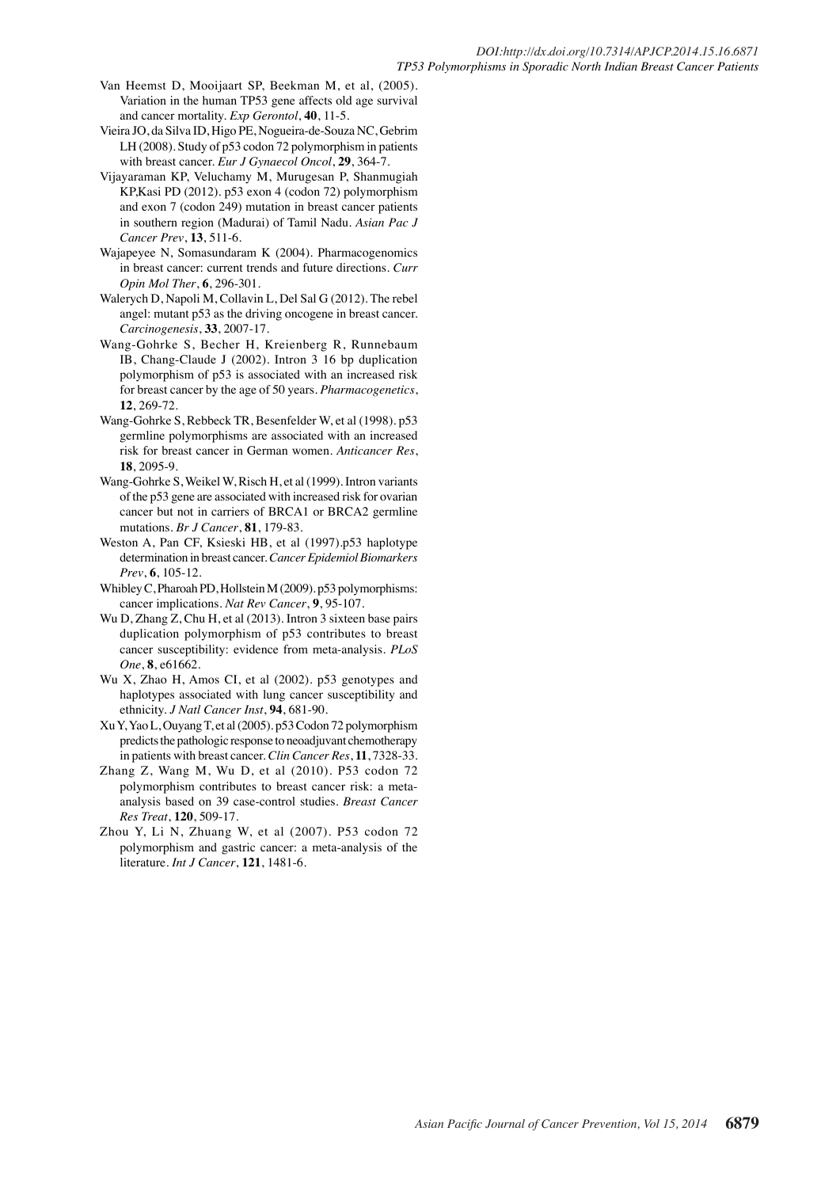Van Heemst D, Mooijaart SP, Beekman M, et al, (2005). Variation in the human TP53 gene affects old age survival and cancer mortality. *Exp Gerontol*, **40**, 11-5.

Vieira JO, da Silva ID, Higo PE, Nogueira-de-Souza NC, Gebrim LH (2008). Study of p53 codon 72 polymorphism in patients with breast cancer. *Eur J Gynaecol Oncol*, **29**, 364-7.

Vijayaraman KP, Veluchamy M, Murugesan P, Shanmugiah KP,Kasi PD (2012). p53 exon 4 (codon 72) polymorphism and exon 7 (codon 249) mutation in breast cancer patients in southern region (Madurai) of Tamil Nadu. *Asian Pac J Cancer Prev*, **13**, 511-6.

Wajapeyee N, Somasundaram K (2004). Pharmacogenomics in breast cancer: current trends and future directions. *Curr Opin Mol Ther*, **6**, 296-301.

Walerych D, Napoli M, Collavin L, Del Sal G (2012). The rebel angel: mutant p53 as the driving oncogene in breast cancer. *Carcinogenesis*, **33**, 2007-17.

Wang-Gohrke S, Becher H, Kreienberg R, Runnebaum IB, Chang-Claude J (2002). Intron 3 16 bp duplication polymorphism of p53 is associated with an increased risk for breast cancer by the age of 50 years. *Pharmacogenetics*, **12**, 269-72.

Wang-Gohrke S, Rebbeck TR, Besenfelder W, et al (1998). p53 germline polymorphisms are associated with an increased risk for breast cancer in German women. *Anticancer Res*, **18**, 2095-9.

Wang-Gohrke S, Weikel W, Risch H, et al (1999). Intron variants of the p53 gene are associated with increased risk for ovarian cancer but not in carriers of BRCA1 or BRCA2 germline mutations. *Br J Cancer*, **81**, 179-83.

Weston A, Pan CF, Ksieski HB, et al (1997).p53 haplotype determination in breast cancer. *Cancer Epidemiol Biomarkers Prev*, **6**, 105-12.

Whibley C, Pharoah PD, Hollstein M (2009). p53 polymorphisms: cancer implications. *Nat Rev Cancer*, **9**, 95-107.

Wu D, Zhang Z, Chu H, et al (2013). Intron 3 sixteen base pairs duplication polymorphism of p53 contributes to breast cancer susceptibility: evidence from meta-analysis. *PLoS One*, **8**, e61662.

Wu X, Zhao H, Amos CI, et al (2002). p53 genotypes and haplotypes associated with lung cancer susceptibility and ethnicity. *J Natl Cancer Inst*, **94**, 681-90.

Xu Y, Yao L, Ouyang T, et al (2005). p53 Codon 72 polymorphism predicts the pathologic response to neoadjuvant chemotherapy in patients with breast cancer. *Clin Cancer Res*, **11**, 7328-33.

Zhang Z, Wang M, Wu D, et al (2010). P53 codon 72 polymorphism contributes to breast cancer risk: a meta-analysis based on 39 case-control studies. *Breast Cancer Res Treat*, **120**, 509-17.

Zhou Y, Li N, Zhuang W, et al (2007). P53 codon 72 polymorphism and gastric cancer: a meta-analysis of the literature. *Int J Cancer*, **121**, 1481-6.